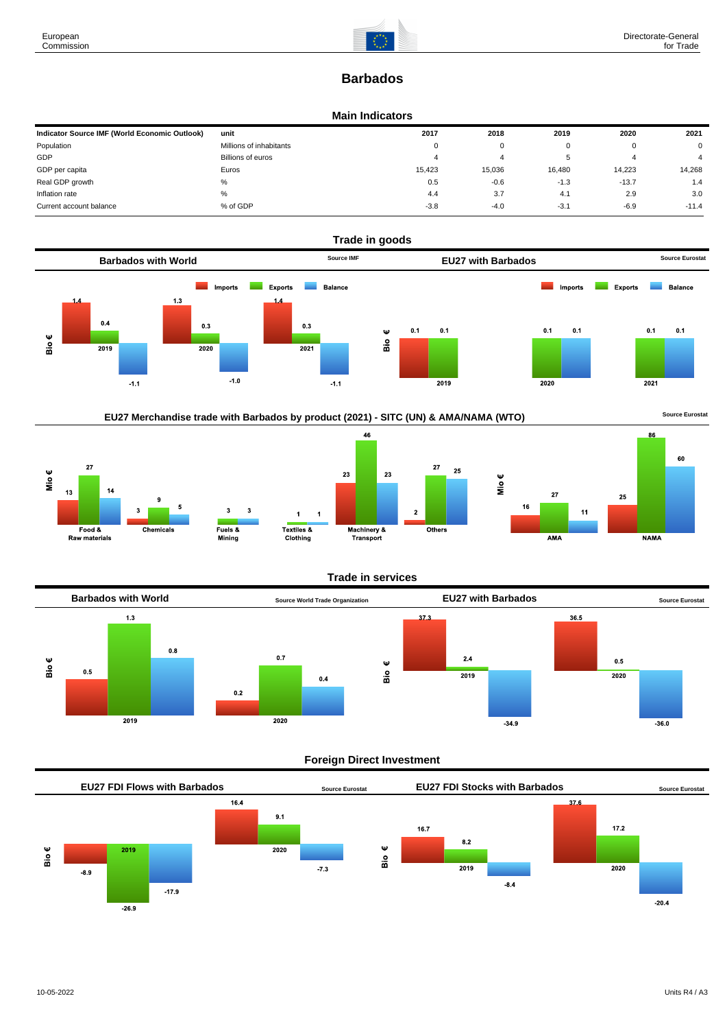# Barbados

## Main Indicators

| Indicator Source IMF (World Economic Outlook) | unit | 2017 | 2018 | 2019 | 2020 | 2021 |
|---|---|---|---|---|---|---|
| Population | Millions of inhabitants | 0 | 0 | 0 | 0 | 0 |
| GDP | Billions of euros | 4 | 4 | 5 | 4 | 4 |
| GDP per capita | Euros | 15,423 | 15,036 | 16,480 | 14,223 | 14,268 |
| Real GDP growth | % | 0.5 | -0.6 | -1.3 | -13.7 | 1.4 |
| Inflation rate | % | 4.4 | 3.7 | 4.1 | 2.9 | 3.0 |
| Current account balance | % of GDP | -3.8 | -4.0 | -3.1 | -6.9 | -11.4 |

## Trade in goods

### Barbados with World

Source IMF

Bio €

| | Imports | Exports | Balance |
|---|---|---|---|
| 2019 | 1.4 | 0.4 | -1.1 |
| 2020 | 1.3 | 0.3 | -1.0 |
| 2021 | 1.4 | 0.3 | -1.1 |

### EU27 with Barbados

Source Eurostat

Bio €

| | Imports | Exports | Balance |
|---|---|---|---|
| 2019 | 0.1 | 0.1 | |
| 2020 | | 0.1 | 0.1 |
| 2021 | | 0.1 | 0.1 |

### EU27 Merchandise trade with Barbados by product (2021) - SITC (UN) & AMA/NAMA (WTO)

Source Eurostat

Mio €

| | Imports | Exports | Balance |
|---|---|---|---|
| Food & Raw materials | 13 | 27 | 14 |
| Chemicals | 3 | 9 | 5 |
| Fuels & Mining | | 3 | 3 |
| Textiles & Clothing | | 1 | 1 |
| Machinery & Transport | 23 | 46 | 23 |
| Others | 2 | 27 | 25 |
| AMA | 16 | 27 | 11 |
| NAMA | 25 | 86 | 60 |

## Trade in services

### Barbados with World

Source World Trade Organization

Bio €

| | Imports | Exports | Balance |
|---|---|---|---|
| 2019 | 0.5 | 1.3 | 0.8 |
| 2020 | 0.2 | 0.7 | 0.4 |

### EU27 with Barbados

Source Eurostat

Bio €

| | Imports | Exports | Balance |
|---|---|---|---|
| 2019 | 37.3 | 2.4 | -34.9 |
| 2020 | 36.5 | 0.5 | -36.0 |

## Foreign Direct Investment

### EU27 FDI Flows with Barbados

Source Eurostat

Bio €

| | Inward | Outward | Balance |
|---|---|---|---|
| 2019 | -8.9 | -26.9 | -17.9 |
| 2020 | 16.4 | 9.1 | -7.3 |

### EU27 FDI Stocks with Barbados

Source Eurostat

Bio €

| | Inward | Outward | Balance |
|---|---|---|---|
| 2019 | 16.7 | 8.2 | -8.4 |
| 2020 | 37.6 | 17.2 | -20.4 |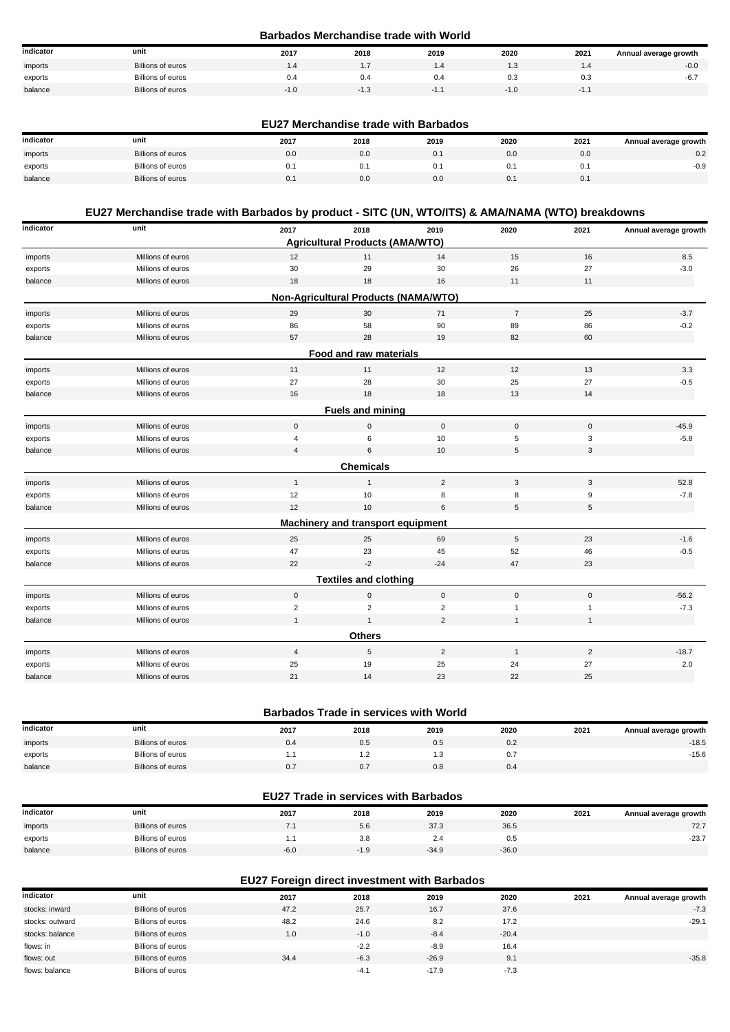## Barbados Merchandise trade with World

| indicator | unit | 2017 | 2018 | 2019 | 2020 | 2021 | Annual average growth |
|---|---|---|---|---|---|---|---|
| imports | Billions of euros | 1.4 | 1.7 | 1.4 | 1.3 | 1.4 | -0.0 |
| exports | Billions of euros | 0.4 | 0.4 | 0.4 | 0.3 | 0.3 | -6.7 |
| balance | Billions of euros | -1.0 | -1.3 | -1.1 | -1.0 | -1.1 | |

## EU27 Merchandise trade with Barbados

| indicator | unit | 2017 | 2018 | 2019 | 2020 | 2021 | Annual average growth |
|---|---|---|---|---|---|---|---|
| imports | Billions of euros | 0.0 | 0.0 | 0.1 | 0.0 | 0.0 | 0.2 |
| exports | Billions of euros | 0.1 | 0.1 | 0.1 | 0.1 | 0.1 | -0.9 |
| balance | Billions of euros | 0.1 | 0.0 | 0.0 | 0.1 | 0.1 | |

## EU27 Merchandise trade with Barbados by product - SITC (UN, WTO/ITS) & AMA/NAMA (WTO) breakdowns

| indicator | unit | 2017 | 2018 | 2019 | 2020 | 2021 | Annual average growth |
|---|---|---|---|---|---|---|---|
| | | | **Agricultural Products (AMA/WTO)** | | | | |
| imports | Millions of euros | 12 | 11 | 14 | 15 | 16 | 8.5 |
| exports | Millions of euros | 30 | 29 | 30 | 26 | 27 | -3.0 |
| balance | Millions of euros | 18 | 18 | 16 | 11 | 11 | |
| | | | **Non-Agricultural Products (NAMA/WTO)** | | | | |
| imports | Millions of euros | 29 | 30 | 71 | 7 | 25 | -3.7 |
| exports | Millions of euros | 86 | 58 | 90 | 89 | 86 | -0.2 |
| balance | Millions of euros | 57 | 28 | 19 | 82 | 60 | |
| | | | **Food and raw materials** | | | | |
| imports | Millions of euros | 11 | 11 | 12 | 12 | 13 | 3.3 |
| exports | Millions of euros | 27 | 28 | 30 | 25 | 27 | -0.5 |
| balance | Millions of euros | 16 | 18 | 18 | 13 | 14 | |
| | | | **Fuels and mining** | | | | |
| imports | Millions of euros | 0 | 0 | 0 | 0 | 0 | -45.9 |
| exports | Millions of euros | 4 | 6 | 10 | 5 | 3 | -5.8 |
| balance | Millions of euros | 4 | 6 | 10 | 5 | 3 | |
| | | | **Chemicals** | | | | |
| imports | Millions of euros | 1 | 1 | 2 | 3 | 3 | 52.8 |
| exports | Millions of euros | 12 | 10 | 8 | 8 | 9 | -7.8 |
| balance | Millions of euros | 12 | 10 | 6 | 5 | 5 | |
| | | | **Machinery and transport equipment** | | | | |
| imports | Millions of euros | 25 | 25 | 69 | 5 | 23 | -1.6 |
| exports | Millions of euros | 47 | 23 | 45 | 52 | 46 | -0.5 |
| balance | Millions of euros | 22 | -2 | -24 | 47 | 23 | |
| | | | **Textiles and clothing** | | | | |
| imports | Millions of euros | 0 | 0 | 0 | 0 | 0 | -56.2 |
| exports | Millions of euros | 2 | 2 | 2 | 1 | 1 | -7.3 |
| balance | Millions of euros | 1 | 1 | 2 | 1 | 1 | |
| | | | **Others** | | | | |
| imports | Millions of euros | 4 | 5 | 2 | 1 | 2 | -18.7 |
| exports | Millions of euros | 25 | 19 | 25 | 24 | 27 | 2.0 |
| balance | Millions of euros | 21 | 14 | 23 | 22 | 25 | |

## Barbados Trade in services with World

| indicator | unit | 2017 | 2018 | 2019 | 2020 | 2021 | Annual average growth |
|---|---|---|---|---|---|---|---|
| imports | Billions of euros | 0.4 | 0.5 | 0.5 | 0.2 | | -18.5 |
| exports | Billions of euros | 1.1 | 1.2 | 1.3 | 0.7 | | -15.6 |
| balance | Billions of euros | 0.7 | 0.7 | 0.8 | 0.4 | | |

## EU27 Trade in services with Barbados

| indicator | unit | 2017 | 2018 | 2019 | 2020 | 2021 | Annual average growth |
|---|---|---|---|---|---|---|---|
| imports | Billions of euros | 7.1 | 5.6 | 37.3 | 36.5 | | 72.7 |
| exports | Billions of euros | 1.1 | 3.8 | 2.4 | 0.5 | | -23.7 |
| balance | Billions of euros | -6.0 | -1.9 | -34.9 | -36.0 | | |

## EU27 Foreign direct investment with Barbados

| indicator | unit | 2017 | 2018 | 2019 | 2020 | 2021 | Annual average growth |
|---|---|---|---|---|---|---|---|
| stocks: inward | Billions of euros | 47.2 | 25.7 | 16.7 | 37.6 | | -7.3 |
| stocks: outward | Billions of euros | 48.2 | 24.6 | 8.2 | 17.2 | | -29.1 |
| stocks: balance | Billions of euros | 1.0 | -1.0 | -8.4 | -20.4 | | |
| flows: in | Billions of euros | | -2.2 | -8.9 | 16.4 | | |
| flows: out | Billions of euros | 34.4 | -6.3 | -26.9 | 9.1 | | -35.8 |
| flows: balance | Billions of euros | | -4.1 | -17.9 | -7.3 | | |